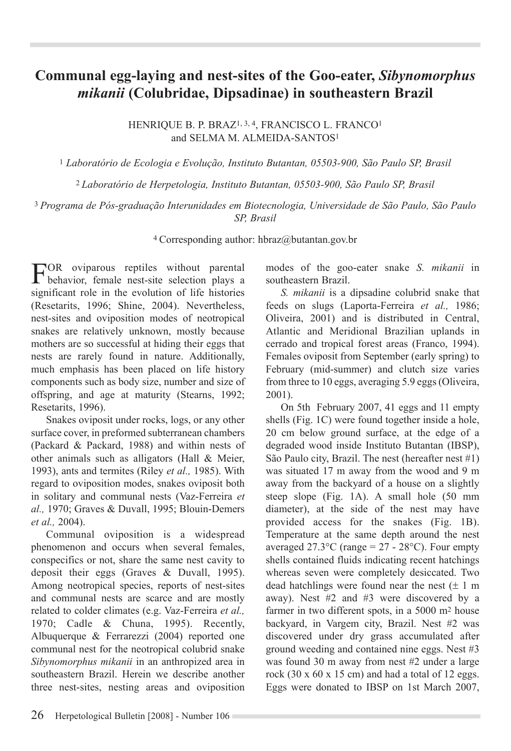# Communal egg-laying and nest-sites of the Goo-eater, *Sibynomorphus mikanii* (Colubridae, Dipsadinae) in southeastern Brazil

HENRIQUE B. P. BRAZ[1, 3, 4], FRANCISCO L. FRANCO[1] and SELMA M. ALMEIDA-SANTOS[1]

[1] *Laboratório de Ecologia e Evolução, Instituto Butantan, 05503-900, São Paulo SP, Brasil*

[2] *Laboratório de Herpetologia, Instituto Butantan, 05503-900, São Paulo SP, Brasil*

[3] *Programa de Pós-graduação Interunidades em Biotecnologia, Universidade de São Paulo, São Paulo SP, Brasil*

[4] Corresponding author: hbraz@butantan.gov.br

FOR oviparous reptiles without parental behavior, female nest-site selection plays a significant role in the evolution of life histories (Resetarits, 1996; Shine, 2004). Nevertheless, nest-sites and oviposition modes of neotropical snakes are relatively unknown, mostly because mothers are so successful at hiding their eggs that nests are rarely found in nature. Additionally, much emphasis has been placed on life history components such as body size, number and size of offspring, and age at maturity (Stearns, 1992; Resetarits, 1996).

Snakes oviposit under rocks, logs, or any other surface cover, in preformed subterranean chambers (Packard & Packard, 1988) and within nests of other animals such as alligators (Hall & Meier, 1993), ants and termites (Riley *et al.,* 1985). With regard to oviposition modes, snakes oviposit both in solitary and communal nests (Vaz-Ferreira *et al.,* 1970; Graves & Duvall, 1995; Blouin-Demers *et al.,* 2004).

Communal oviposition is a widespread phenomenon and occurs when several females, conspecifics or not, share the same nest cavity to deposit their eggs (Graves & Duvall, 1995). Among neotropical species, reports of nest-sites and communal nests are scarce and are mostly related to colder climates (e.g. Vaz-Ferreira *et al.,* 1970; Cadle & Chuna, 1995). Recently, Albuquerque & Ferrarezzi (2004) reported one communal nest for the neotropical colubrid snake *Sibynomorphus mikanii* in an anthropized area in southeastern Brazil. Herein we describe another three nest-sites, nesting areas and oviposition modes of the goo-eater snake *S. mikanii* in southeastern Brazil.

*S. mikanii* is a dipsadine colubrid snake that feeds on slugs (Laporta-Ferreira *et al.,* 1986; Oliveira, 2001) and is distributed in Central, Atlantic and Meridional Brazilian uplands in cerrado and tropical forest areas (Franco, 1994). Females oviposit from September (early spring) to February (mid-summer) and clutch size varies from three to 10 eggs, averaging 5.9 eggs (Oliveira, 2001).

On 5th February 2007, 41 eggs and 11 empty shells (Fig. 1C) were found together inside a hole, 20 cm below ground surface, at the edge of a degraded wood inside Instituto Butantan (IBSP), São Paulo city, Brazil. The nest (hereafter nest #1) was situated 17 m away from the wood and 9 m away from the backyard of a house on a slightly steep slope (Fig. 1A). A small hole (50 mm diameter), at the side of the nest may have provided access for the snakes (Fig. 1B). Temperature at the same depth around the nest averaged 27.3°C (range = 27 - 28°C). Four empty shells contained fluids indicating recent hatchings whereas seven were completely desiccated. Two dead hatchlings were found near the nest (± 1 m away). Nest #2 and #3 were discovered by a farmer in two different spots, in a 5000 m$^2$ house backyard, in Vargem city, Brazil. Nest #2 was discovered under dry grass accumulated after ground weeding and contained nine eggs. Nest #3 was found 30 m away from nest #2 under a large rock (30 x 60 x 15 cm) and had a total of 12 eggs. Eggs were donated to IBSP on 1st March 2007,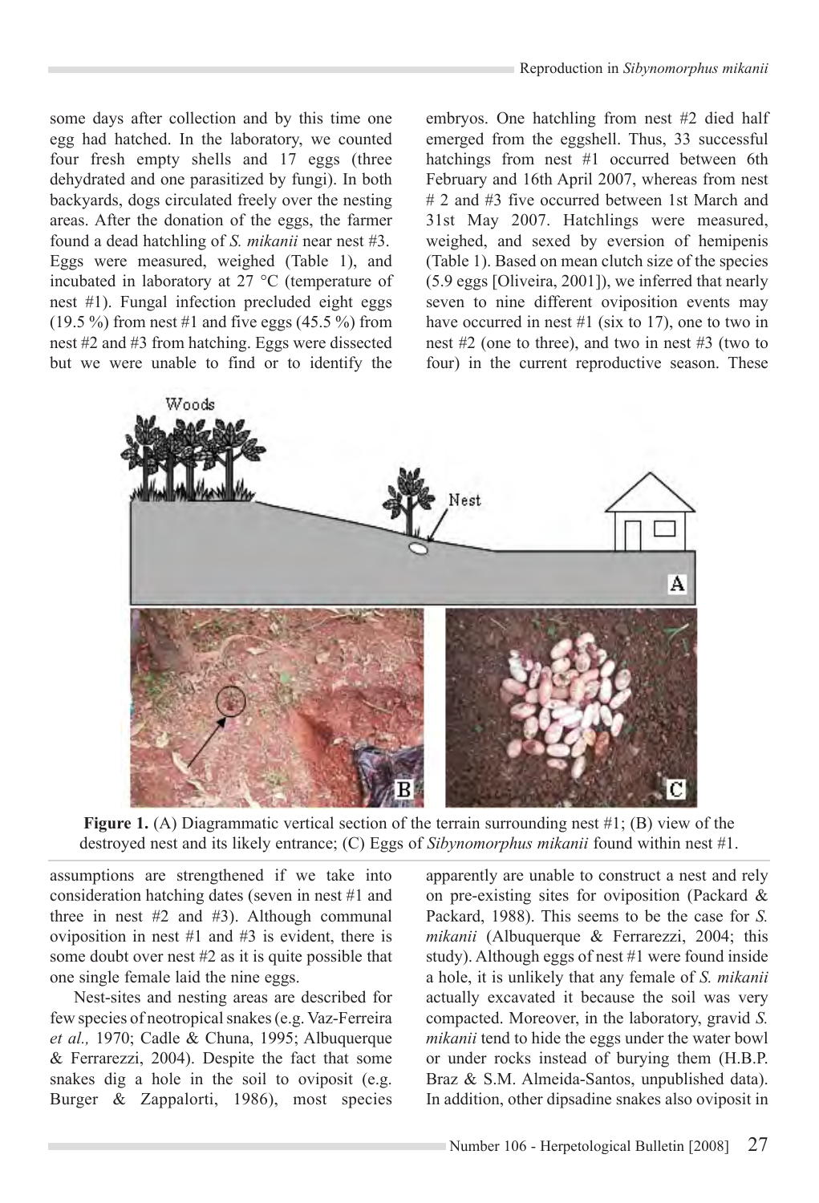some days after collection and by this time one egg had hatched. In the laboratory, we counted four fresh empty shells and 17 eggs (three dehydrated and one parasitized by fungi). In both backyards, dogs circulated freely over the nesting areas. After the donation of the eggs, the farmer found a dead hatchling of *S. mikanii* near nest #3. Eggs were measured, weighed (Table 1), and incubated in laboratory at 27 °C (temperature of nest #1). Fungal infection precluded eight eggs (19.5 %) from nest #1 and five eggs (45.5 %) from nest #2 and #3 from hatching. Eggs were dissected but we were unable to find or to identify the embryos. One hatchling from nest #2 died half emerged from the eggshell. Thus, 33 successful hatchings from nest #1 occurred between 6th February and 16th April 2007, whereas from nest # 2 and #3 five occurred between 1st March and 31st May 2007. Hatchlings were measured, weighed, and sexed by eversion of hemipenis (Table 1). Based on mean clutch size of the species (5.9 eggs [Oliveira, 2001]), we inferred that nearly seven to nine different oviposition events may have occurred in nest #1 (six to 17), one to two in nest #2 (one to three), and two in nest #3 (two to four) in the current reproductive season. These assumptions are strengthened if we take into consideration hatching dates (seven in nest #1 and three in nest #2 and #3). Although communal oviposition in nest #1 and #3 is evident, there is some doubt over nest #2 as it is quite possible that one single female laid the nine eggs.

**Figure 1.** (A) Diagrammatic vertical section of the terrain surrounding nest #1; (B) view of the destroyed nest and its likely entrance; (C) Eggs of *Sibynomorphus mikanii* found within nest #1.

Nest-sites and nesting areas are described for few species of neotropical snakes (e.g. Vaz-Ferreira *et al.,* 1970; Cadle & Chuna, 1995; Albuquerque & Ferrarezzi, 2004). Despite the fact that some snakes dig a hole in the soil to oviposit (e.g. Burger & Zappalorti, 1986), most species apparently are unable to construct a nest and rely on pre-existing sites for oviposition (Packard & Packard, 1988). This seems to be the case for *S. mikanii* (Albuquerque & Ferrarezzi, 2004; this study). Although eggs of nest #1 were found inside a hole, it is unlikely that any female of *S. mikanii* actually excavated it because the soil was very compacted. Moreover, in the laboratory, gravid *S. mikanii* tend to hide the eggs under the water bowl or under rocks instead of burying them (H.B.P. Braz & S.M. Almeida-Santos, unpublished data). In addition, other dipsadine snakes also oviposit in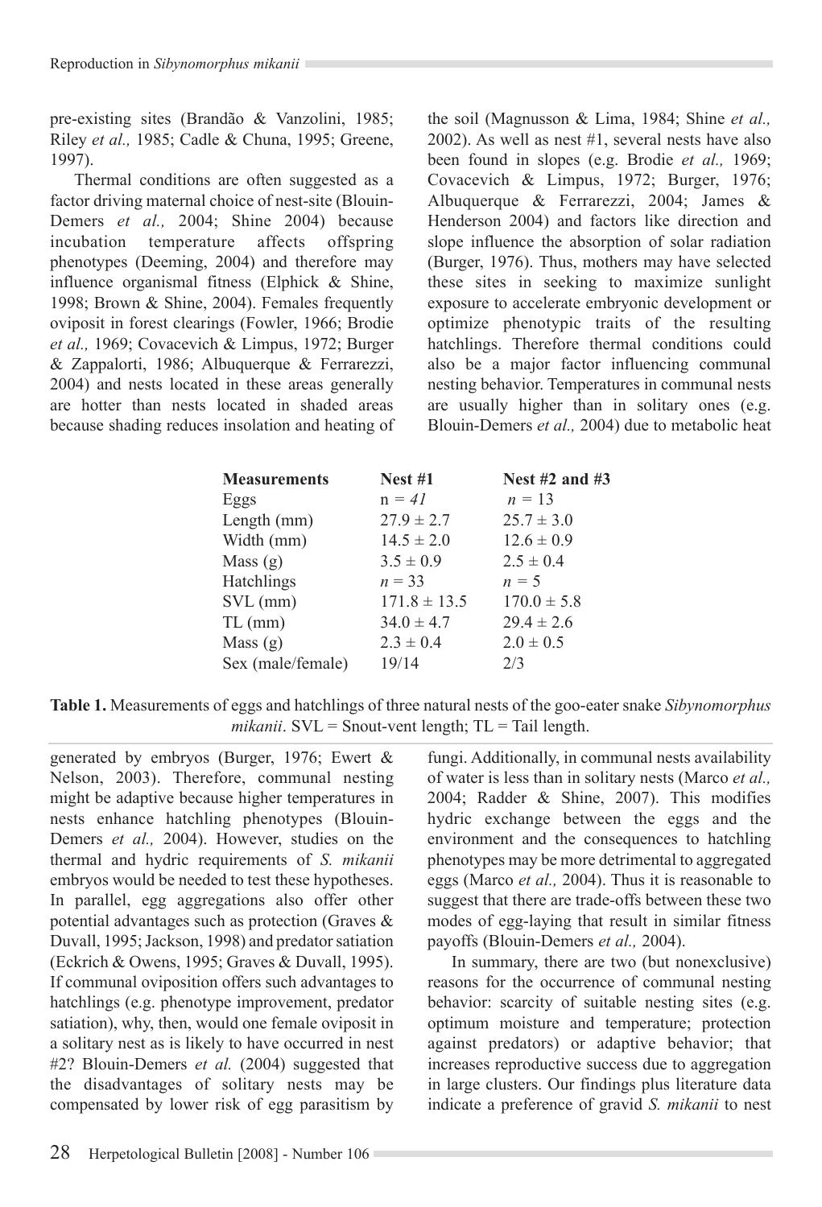pre-existing sites (Brandão & Vanzolini, 1985; Riley *et al.,* 1985; Cadle & Chuna, 1995; Greene, 1997).

Thermal conditions are often suggested as a factor driving maternal choice of nest-site (Blouin-Demers *et al.,* 2004; Shine 2004) because incubation temperature affects offspring phenotypes (Deeming, 2004) and therefore may influence organismal fitness (Elphick & Shine, 1998; Brown & Shine, 2004). Females frequently oviposit in forest clearings (Fowler, 1966; Brodie *et al.,* 1969; Covacevich & Limpus, 1972; Burger & Zappalorti, 1986; Albuquerque & Ferrarezzi, 2004) and nests located in these areas generally are hotter than nests located in shaded areas because shading reduces insolation and heating of the soil (Magnusson & Lima, 1984; Shine *et al.,* 2002). As well as nest #1, several nests have also been found in slopes (e.g. Brodie *et al.,* 1969; Covacevich & Limpus, 1972; Burger, 1976; Albuquerque & Ferrarezzi, 2004; James & Henderson 2004) and factors like direction and slope influence the absorption of solar radiation (Burger, 1976). Thus, mothers may have selected these sites in seeking to maximize sunlight exposure to accelerate embryonic development or optimize phenotypic traits of the resulting hatchlings. Therefore thermal conditions could also be a major factor influencing communal nesting behavior. Temperatures in communal nests are usually higher than in solitary ones (e.g. Blouin-Demers *et al.,* 2004) due to metabolic heat generated by embryos (Burger, 1976; Ewert & Nelson, 2003). Therefore, communal nesting might be adaptive because higher temperatures in nests enhance hatchling phenotypes (Blouin-Demers *et al.,* 2004). However, studies on the thermal and hydric requirements of *S. mikanii* embryos would be needed to test these hypotheses. In parallel, egg aggregations also offer other potential advantages such as protection (Graves & Duvall, 1995; Jackson, 1998) and predator satiation (Eckrich & Owens, 1995; Graves & Duvall, 1995). If communal oviposition offers such advantages to hatchlings (e.g. phenotype improvement, predator satiation), why, then, would one female oviposit in a solitary nest as is likely to have occurred in nest #2? Blouin-Demers *et al.* (2004) suggested that the disadvantages of solitary nests may be compensated by lower risk of egg parasitism by fungi. Additionally, in communal nests availability of water is less than in solitary nests (Marco *et al.,* 2004; Radder & Shine, 2007). This modifies hydric exchange between the eggs and the environment and the consequences to hatchling phenotypes may be more detrimental to aggregated eggs (Marco *et al.,* 2004). Thus it is reasonable to suggest that there are trade-offs between these two modes of egg-laying that result in similar fitness payoffs (Blouin-Demers *et al.,* 2004).

In summary, there are two (but nonexclusive) reasons for the occurrence of communal nesting behavior: scarcity of suitable nesting sites (e.g. optimum moisture and temperature; protection against predators) or adaptive behavior; that increases reproductive success due to aggregation in large clusters. Our findings plus literature data indicate a preference of gravid *S. mikanii* to nest

| **Measurements** | **Nest #1** | **Nest #2 and #3** |
|---|---|---|
| Eggs | n = *41* | *n* = 13 |
| Length (mm) | 27.9 ± 2.7 | 25.7 ± 3.0 |
| Width (mm) | 14.5 ± 2.0 | 12.6 ± 0.9 |
| Mass (g) | 3.5 ± 0.9 | 2.5 ± 0.4 |
| Hatchlings | *n* = 33 | *n* = 5 |
| SVL (mm) | 171.8 ± 13.5 | 170.0 ± 5.8 |
| TL (mm) | 34.0 ± 4.7 | 29.4 ± 2.6 |
| Mass (g) | 2.3 ± 0.4 | 2.0 ± 0.5 |
| Sex (male/female) | 19/14 | 2/3 |

**Table 1.** Measurements of eggs and hatchlings of three natural nests of the goo-eater snake *Sibynomorphus mikanii*. SVL = Snout-vent length; TL = Tail length.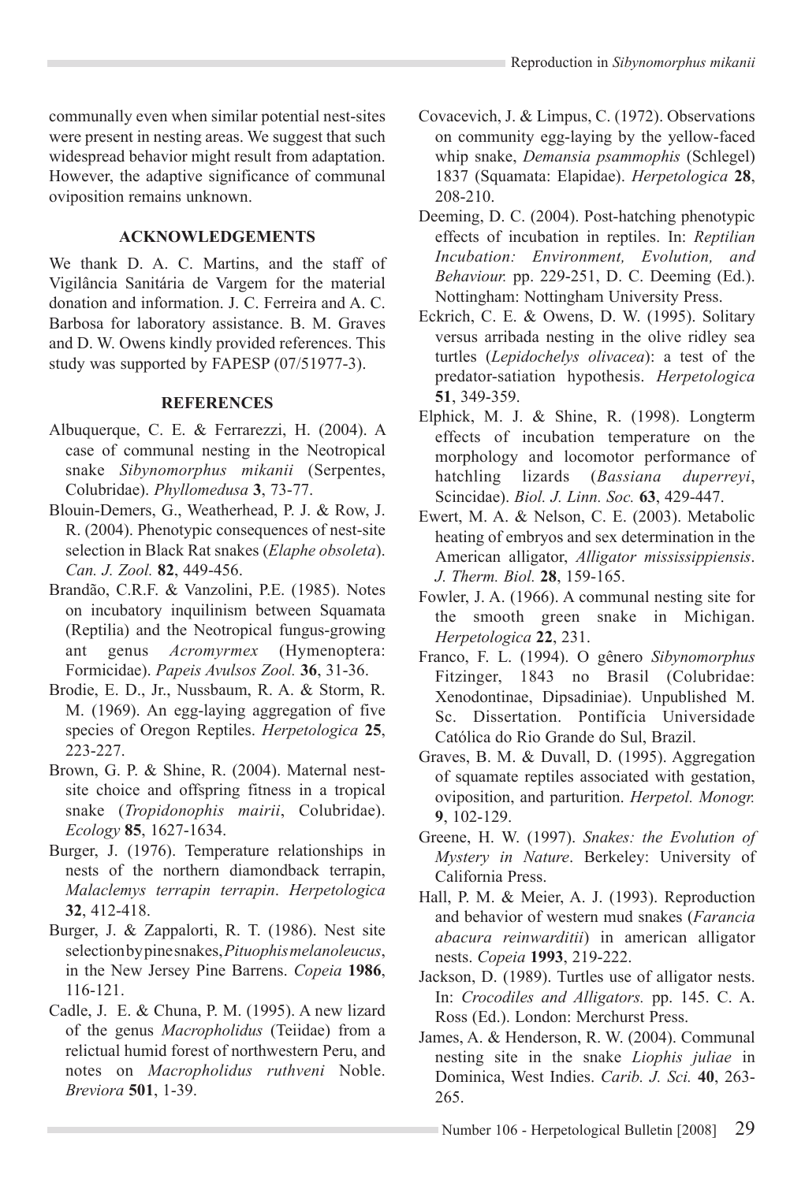communally even when similar potential nest-sites were present in nesting areas. We suggest that such widespread behavior might result from adaptation. However, the adaptive significance of communal oviposition remains unknown.

## ACKNOWLEDGEMENTS

We thank D. A. C. Martins, and the staff of Vigilância Sanitária de Vargem for the material donation and information. J. C. Ferreira and A. C. Barbosa for laboratory assistance. B. M. Graves and D. W. Owens kindly provided references. This study was supported by FAPESP (07/51977-3).

## REFERENCES

Albuquerque, C. E. & Ferrarezzi, H. (2004). A case of communal nesting in the Neotropical snake *Sibynomorphus mikanii* (Serpentes, Colubridae). *Phyllomedusa* **3**, 73-77.

Blouin-Demers, G., Weatherhead, P. J. & Row, J. R. (2004). Phenotypic consequences of nest-site selection in Black Rat snakes (*Elaphe obsoleta*). *Can. J. Zool.* **82**, 449-456.

Brandão, C.R.F. & Vanzolini, P.E. (1985). Notes on incubatory inquilinism between Squamata (Reptilia) and the Neotropical fungus-growing ant genus *Acromyrmex* (Hymenoptera: Formicidae). *Papeis Avulsos Zool.* **36**, 31-36.

Brodie, E. D., Jr., Nussbaum, R. A. & Storm, R. M. (1969). An egg-laying aggregation of five species of Oregon Reptiles. *Herpetologica* **25**, 223-227.

Brown, G. P. & Shine, R. (2004). Maternal nest-site choice and offspring fitness in a tropical snake (*Tropidonophis mairii*, Colubridae). *Ecology* **85**, 1627-1634.

Burger, J. (1976). Temperature relationships in nests of the northern diamondback terrapin, *Malaclemys terrapin terrapin*. *Herpetologica* **32**, 412-418.

Burger, J. & Zappalorti, R. T. (1986). Nest site selection by pine snakes, *Pituophis melanoleucus*, in the New Jersey Pine Barrens. *Copeia* **1986**, 116-121.

Cadle, J. E. & Chuna, P. M. (1995). A new lizard of the genus *Macropholidus* (Teiidae) from a relictual humid forest of northwestern Peru, and notes on *Macropholidus ruthveni* Noble. *Breviora* **501**, 1-39.

Covacevich, J. & Limpus, C. (1972). Observations on community egg-laying by the yellow-faced whip snake, *Demansia psammophis* (Schlegel) 1837 (Squamata: Elapidae). *Herpetologica* **28**, 208-210.

Deeming, D. C. (2004). Post-hatching phenotypic effects of incubation in reptiles. In: *Reptilian Incubation: Environment, Evolution, and Behaviour.* pp. 229-251, D. C. Deeming (Ed.). Nottingham: Nottingham University Press.

Eckrich, C. E. & Owens, D. W. (1995). Solitary versus arribada nesting in the olive ridley sea turtles (*Lepidochelys olivacea*): a test of the predator-satiation hypothesis. *Herpetologica* **51**, 349-359.

Elphick, M. J. & Shine, R. (1998). Longterm effects of incubation temperature on the morphology and locomotor performance of hatchling lizards (*Bassiana duperreyi*, Scincidae). *Biol. J. Linn. Soc.* **63**, 429-447.

Ewert, M. A. & Nelson, C. E. (2003). Metabolic heating of embryos and sex determination in the American alligator, *Alligator mississippiensis*. *J. Therm. Biol.* **28**, 159-165.

Fowler, J. A. (1966). A communal nesting site for the smooth green snake in Michigan. *Herpetologica* **22**, 231.

Franco, F. L. (1994). O gênero *Sibynomorphus* Fitzinger, 1843 no Brasil (Colubridae: Xenodontinae, Dipsadiniae). Unpublished M. Sc. Dissertation. Pontifícia Universidade Católica do Rio Grande do Sul, Brazil.

Graves, B. M. & Duvall, D. (1995). Aggregation of squamate reptiles associated with gestation, oviposition, and parturition. *Herpetol. Monogr.* **9**, 102-129.

Greene, H. W. (1997). *Snakes: the Evolution of Mystery in Nature*. Berkeley: University of California Press.

Hall, P. M. & Meier, A. J. (1993). Reproduction and behavior of western mud snakes (*Farancia abacura reinwarditii*) in american alligator nests. *Copeia* **1993**, 219-222.

Jackson, D. (1989). Turtles use of alligator nests. In: *Crocodiles and Alligators.* pp. 145. C. A. Ross (Ed.). London: Merchurst Press.

James, A. & Henderson, R. W. (2004). Communal nesting site in the snake *Liophis juliae* in Dominica, West Indies. *Carib. J. Sci.* **40**, 263-265.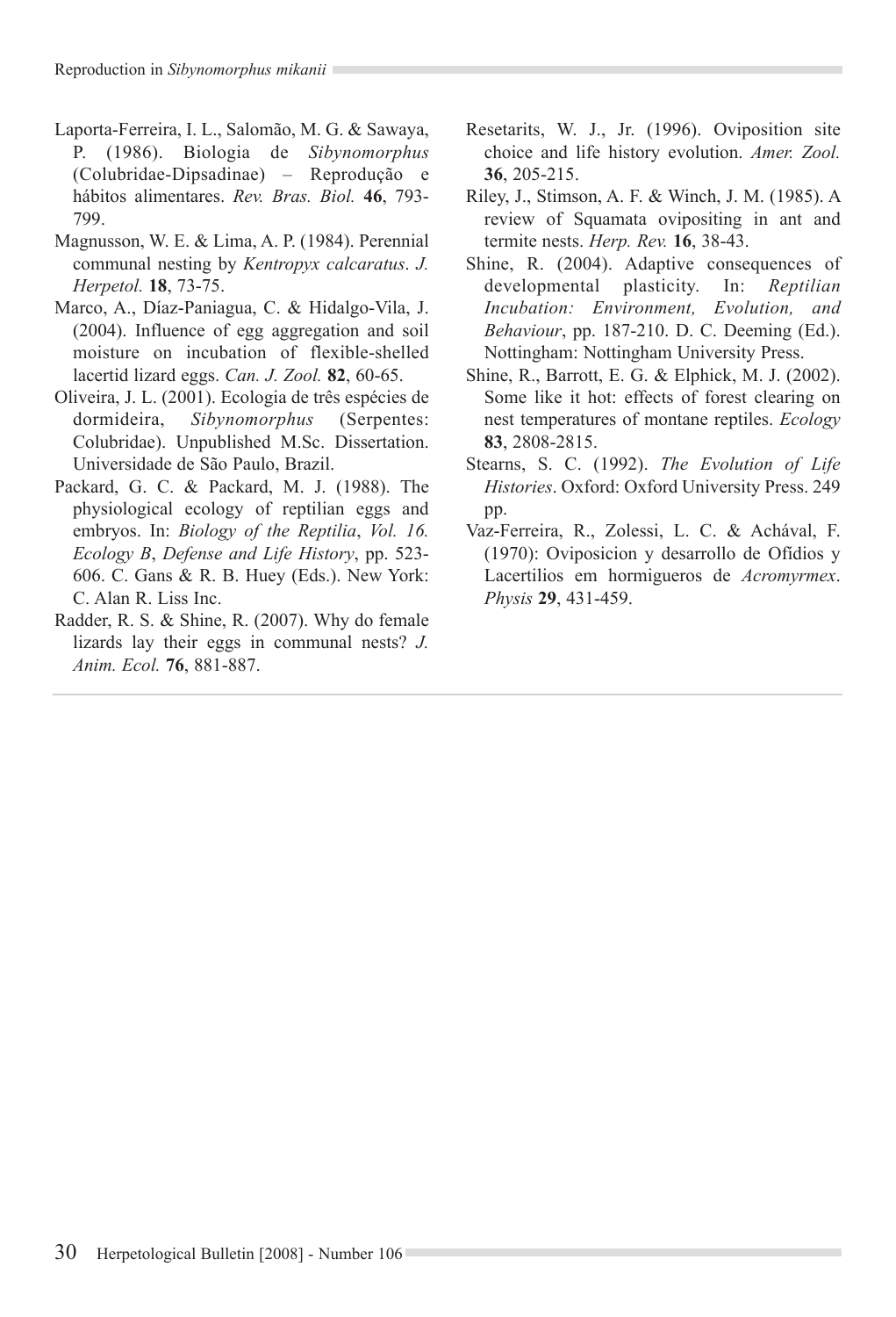Laporta-Ferreira, I. L., Salomão, M. G. & Sawaya, P. (1986). Biologia de *Sibynomorphus* (Colubridae-Dipsadinae) – Reprodução e hábitos alimentares. *Rev. Bras. Biol.* **46**, 793-799.

Magnusson, W. E. & Lima, A. P. (1984). Perennial communal nesting by *Kentropyx calcaratus*. *J. Herpetol.* **18**, 73-75.

Marco, A., Díaz-Paniagua, C. & Hidalgo-Vila, J. (2004). Influence of egg aggregation and soil moisture on incubation of flexible-shelled lacertid lizard eggs. *Can. J. Zool.* **82**, 60-65.

Oliveira, J. L. (2001). Ecologia de três espécies de dormideira, *Sibynomorphus* (Serpentes: Colubridae). Unpublished M.Sc. Dissertation. Universidade de São Paulo, Brazil.

Packard, G. C. & Packard, M. J. (1988). The physiological ecology of reptilian eggs and embryos. In: *Biology of the Reptilia*, *Vol. 16. Ecology B*, *Defense and Life History*, pp. 523-606. C. Gans & R. B. Huey (Eds.). New York: C. Alan R. Liss Inc.

Radder, R. S. & Shine, R. (2007). Why do female lizards lay their eggs in communal nests? *J. Anim. Ecol.* **76**, 881-887.

Resetarits, W. J., Jr. (1996). Oviposition site choice and life history evolution. *Amer. Zool.* **36**, 205-215.

Riley, J., Stimson, A. F. & Winch, J. M. (1985). A review of Squamata ovipositing in ant and termite nests. *Herp. Rev.* **16**, 38-43.

Shine, R. (2004). Adaptive consequences of developmental plasticity. In: *Reptilian Incubation: Environment, Evolution, and Behaviour*, pp. 187-210. D. C. Deeming (Ed.). Nottingham: Nottingham University Press.

Shine, R., Barrott, E. G. & Elphick, M. J. (2002). Some like it hot: effects of forest clearing on nest temperatures of montane reptiles. *Ecology* **83**, 2808-2815.

Stearns, S. C. (1992). *The Evolution of Life Histories*. Oxford: Oxford University Press. 249 pp.

Vaz-Ferreira, R., Zolessi, L. C. & Achával, F. (1970): Oviposicion y desarrollo de Ofídios y Lacertilios em hormigueros de *Acromyrmex*. *Physis* **29**, 431-459.